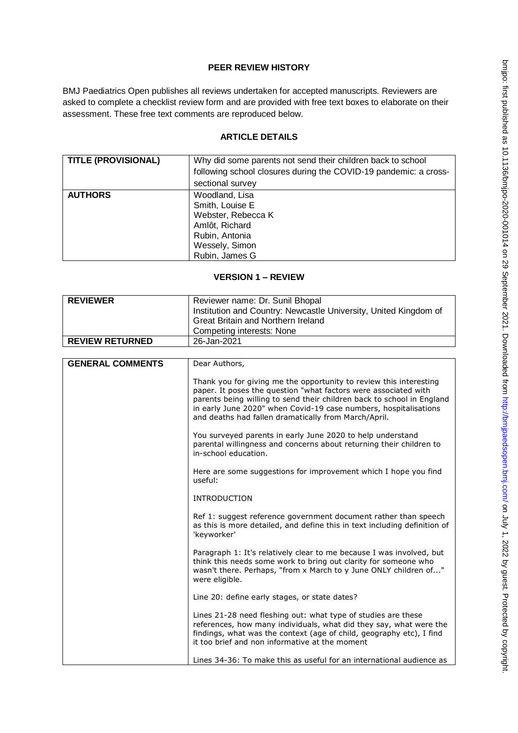# PEER REVIEW HISTORY

BMJ Paediatrics Open publishes all reviews undertaken for accepted manuscripts. Reviewers are asked to complete a checklist review form and are provided with free text boxes to elaborate on their assessment. These free text comments are reproduced below.

## ARTICLE DETAILS

| TITLE (PROVISIONAL) | Why did some parents not send their children back to school following school closures during the COVID-19 pandemic: a cross-sectional survey |
|---|---|
| AUTHORS | Woodland, Lisa<br>Smith, Louise E<br>Webster, Rebecca K<br>Amlôt, Richard<br>Rubin, Antonia<br>Wessely, Simon<br>Rubin, James G |

## VERSION 1 – REVIEW

| REVIEWER | Reviewer name: Dr. Sunil Bhopal<br>Institution and Country: Newcastle University, United Kingdom of Great Britain and Northern Ireland<br>Competing interests: None |
|---|---|
| REVIEW RETURNED | 26-Jan-2021 |

| GENERAL COMMENTS | Dear Authors,<br><br>Thank you for giving me the opportunity to review this interesting paper. It poses the question "what factors were associated with parents being willing to send their children back to school in England in early June 2020" when Covid-19 case numbers, hospitalisations and deaths had fallen dramatically from March/April.<br><br>You surveyed parents in early June 2020 to help understand parental willingness and concerns about returning their children to in-school education.<br><br>Here are some suggestions for improvement which I hope you find useful:<br><br>INTRODUCTION<br><br>Ref 1: suggest reference government document rather than speech as this is more detailed, and define this in text including definition of 'keyworker'<br><br>Paragraph 1: It's relatively clear to me because I was involved, but think this needs some work to bring out clarity for someone who wasn't there. Perhaps, "from x March to y June ONLY children of..." were eligible.<br><br>Line 20: define early stages, or state dates?<br><br>Lines 21-28 need fleshing out: what type of studies are these references, how many individuals, what did they say, what were the findings, what was the context (age of child, geography etc), I find it too brief and non informative at the moment<br><br>Lines 34-36: To make this as useful for an international audience as |
|---|---|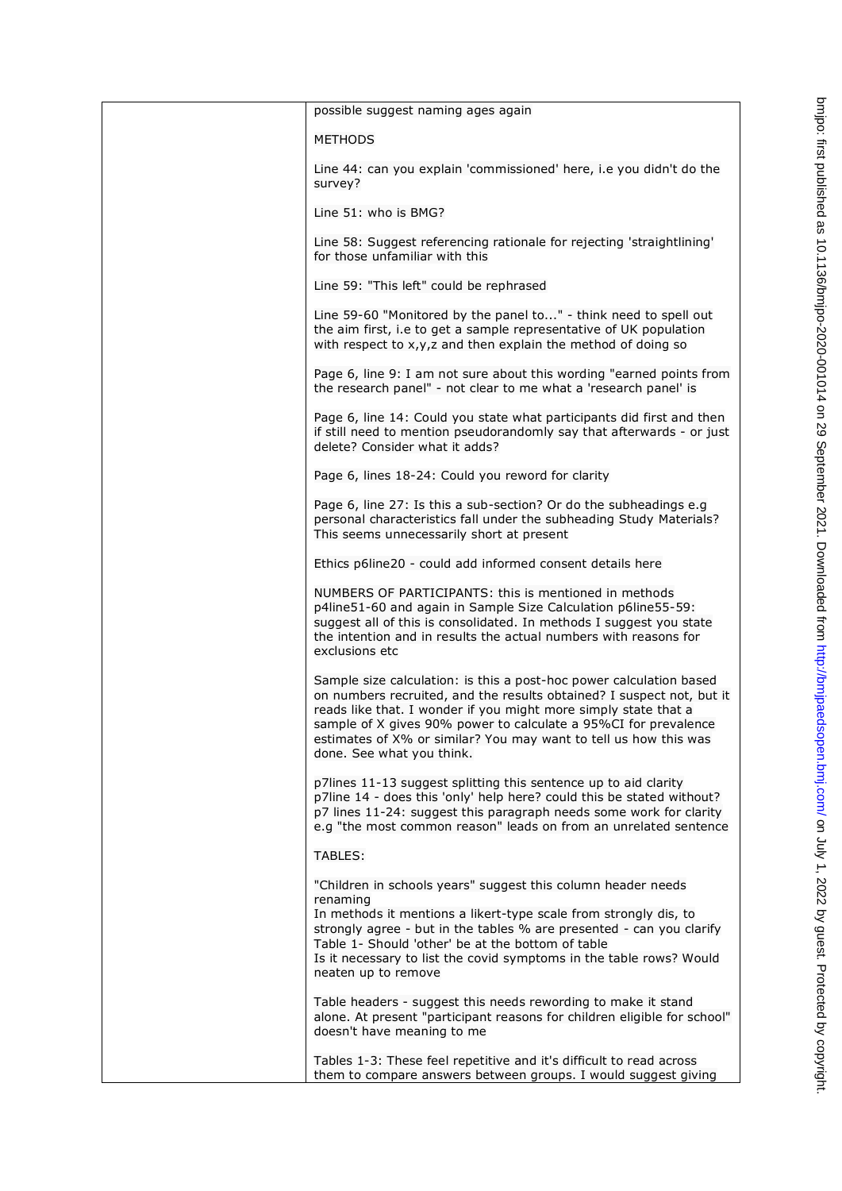possible suggest naming ages again

METHODS

Line 44: can you explain 'commissioned' here, i.e you didn't do the survey?

Line 51: who is BMG?

Line 58: Suggest referencing rationale for rejecting 'straightlining' for those unfamiliar with this

Line 59: "This left" could be rephrased

Line 59-60 "Monitored by the panel to..." - think need to spell out the aim first, i.e to get a sample representative of UK population with respect to x,y,z and then explain the method of doing so

Page 6, line 9: I am not sure about this wording "earned points from the research panel" - not clear to me what a 'research panel' is

Page 6, line 14: Could you state what participants did first and then if still need to mention pseudorandomly say that afterwards - or just delete? Consider what it adds?

Page 6, lines 18-24: Could you reword for clarity

Page 6, line 27: Is this a sub-section? Or do the subheadings e.g personal characteristics fall under the subheading Study Materials? This seems unnecessarily short at present

Ethics p6line20 - could add informed consent details here

NUMBERS OF PARTICIPANTS: this is mentioned in methods p4line51-60 and again in Sample Size Calculation p6line55-59: suggest all of this is consolidated. In methods I suggest you state the intention and in results the actual numbers with reasons for exclusions etc

Sample size calculation: is this a post-hoc power calculation based on numbers recruited, and the results obtained? I suspect not, but it reads like that. I wonder if you might more simply state that a sample of X gives 90% power to calculate a 95%CI for prevalence estimates of X% or similar? You may want to tell us how this was done. See what you think.

p7lines 11-13 suggest splitting this sentence up to aid clarity
p7line 14 - does this 'only' help here? could this be stated without?
p7 lines 11-24: suggest this paragraph needs some work for clarity e.g "the most common reason" leads on from an unrelated sentence

TABLES:

"Children in schools years" suggest this column header needs renaming
In methods it mentions a likert-type scale from strongly dis, to strongly agree - but in the tables % are presented - can you clarify
Table 1- Should 'other' be at the bottom of table
Is it necessary to list the covid symptoms in the table rows? Would neaten up to remove

Table headers - suggest this needs rewording to make it stand alone. At present "participant reasons for children eligible for school" doesn't have meaning to me

Tables 1-3: These feel repetitive and it's difficult to read across them to compare answers between groups. I would suggest giving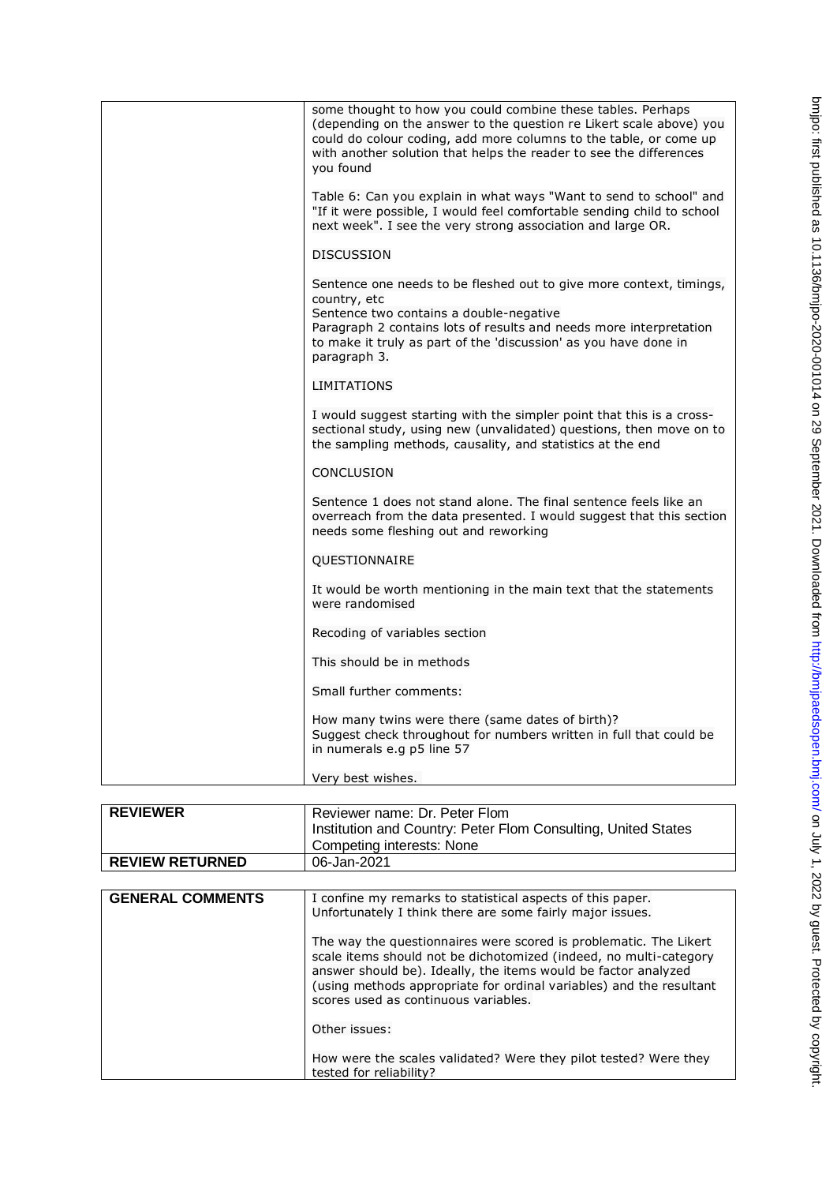| | |
|---|---|
| | some thought to how you could combine these tables. Perhaps (depending on the answer to the question re Likert scale above) you could do colour coding, add more columns to the table, or come up with another solution that helps the reader to see the differences you found<br><br>Table 6: Can you explain in what ways "Want to send to school" and "If it were possible, I would feel comfortable sending child to school next week". I see the very strong association and large OR.<br><br>DISCUSSION<br><br>Sentence one needs to be fleshed out to give more context, timings, country, etc<br>Sentence two contains a double-negative<br>Paragraph 2 contains lots of results and needs more interpretation to make it truly as part of the 'discussion' as you have done in paragraph 3.<br><br>LIMITATIONS<br><br>I would suggest starting with the simpler point that this is a cross-sectional study, using new (unvalidated) questions, then move on to the sampling methods, causality, and statistics at the end<br><br>CONCLUSION<br><br>Sentence 1 does not stand alone. The final sentence feels like an overreach from the data presented. I would suggest that this section needs some fleshing out and reworking<br><br>QUESTIONNAIRE<br><br>It would be worth mentioning in the main text that the statements were randomised<br><br>Recoding of variables section<br><br>This should be in methods<br><br>Small further comments:<br><br>How many twins were there (same dates of birth)?<br>Suggest check throughout for numbers written in full that could be in numerals e.g p5 line 57<br><br>Very best wishes. |

| | |
|---|---|
| **REVIEWER** | Reviewer name: Dr. Peter Flom<br>Institution and Country: Peter Flom Consulting, United States<br>Competing interests: None |
| **REVIEW RETURNED** | 06-Jan-2021 |

| | |
|---|---|
| **GENERAL COMMENTS** | I confine my remarks to statistical aspects of this paper. Unfortunately I think there are some fairly major issues.<br><br>The way the questionnaires were scored is problematic. The Likert scale items should not be dichotomized (indeed, no multi-category answer should be). Ideally, the items would be factor analyzed (using methods appropriate for ordinal variables) and the resultant scores used as continuous variables.<br><br>Other issues:<br><br>How were the scales validated? Were they pilot tested? Were they tested for reliability? |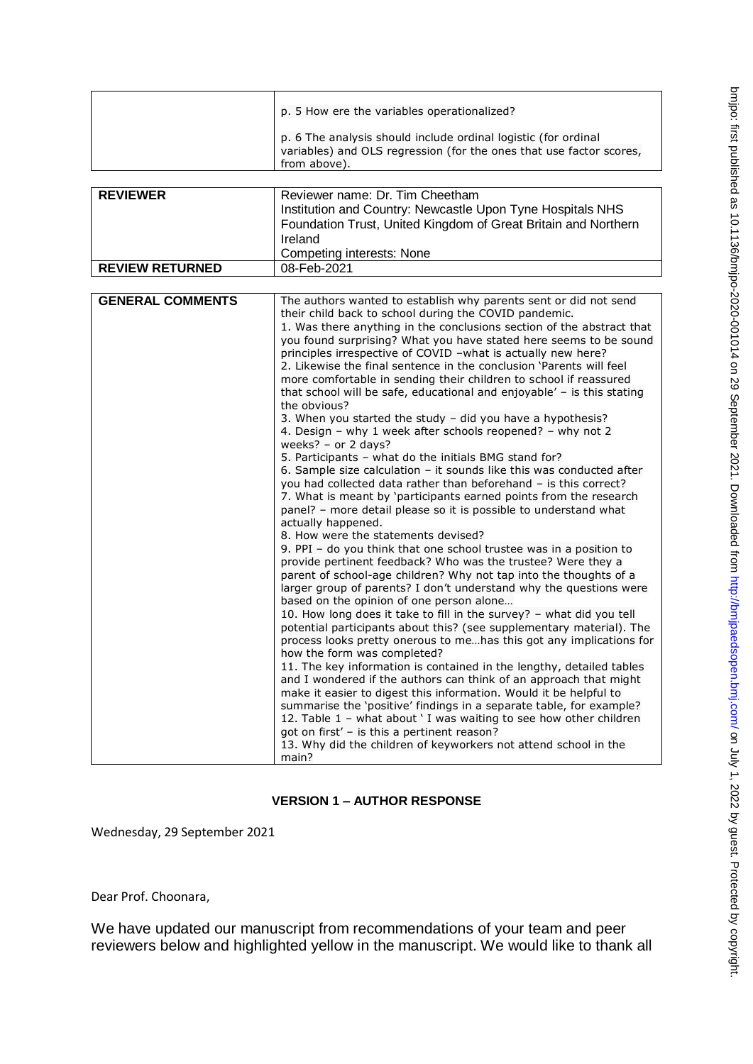| | |
|---|---|
| | p. 5 How ere the variables operationalized?<br><br>p. 6 The analysis should include ordinal logistic (for ordinal variables) and OLS regression (for the ones that use factor scores, from above). |

| | |
|---|---|
| **REVIEWER** | Reviewer name: Dr. Tim Cheetham<br>Institution and Country: Newcastle Upon Tyne Hospitals NHS Foundation Trust, United Kingdom of Great Britain and Northern Ireland<br>Competing interests: None |
| **REVIEW RETURNED** | 08-Feb-2021 |

| | |
|---|---|
| **GENERAL COMMENTS** | The authors wanted to establish why parents sent or did not send their child back to school during the COVID pandemic.<br>1. Was there anything in the conclusions section of the abstract that you found surprising? What you have stated here seems to be sound principles irrespective of COVID –what is actually new here?<br>2. Likewise the final sentence in the conclusion 'Parents will feel more comfortable in sending their children to school if reassured that school will be safe, educational and enjoyable' – is this stating the obvious?<br>3. When you started the study – did you have a hypothesis?<br>4. Design – why 1 week after schools reopened? – why not 2 weeks? – or 2 days?<br>5. Participants – what do the initials BMG stand for?<br>6. Sample size calculation – it sounds like this was conducted after you had collected data rather than beforehand – is this correct?<br>7. What is meant by 'participants earned points from the research panel? – more detail please so it is possible to understand what actually happened.<br>8. How were the statements devised?<br>9. PPI – do you think that one school trustee was in a position to provide pertinent feedback? Who was the trustee? Were they a parent of school-age children? Why not tap into the thoughts of a larger group of parents? I don't understand why the questions were based on the opinion of one person alone…<br>10. How long does it take to fill in the survey? – what did you tell potential participants about this? (see supplementary material). The process looks pretty onerous to me…has this got any implications for how the form was completed?<br>11. The key information is contained in the lengthy, detailed tables and I wondered if the authors can think of an approach that might make it easier to digest this information. Would it be helpful to summarise the 'positive' findings in a separate table, for example?<br>12. Table 1 – what about ' I was waiting to see how other children got on first' – is this a pertinent reason?<br>13. Why did the children of keyworkers not attend school in the main? |

## VERSION 1 – AUTHOR RESPONSE

Wednesday, 29 September 2021

Dear Prof. Choonara,

We have updated our manuscript from recommendations of your team and peer reviewers below and highlighted yellow in the manuscript. We would like to thank all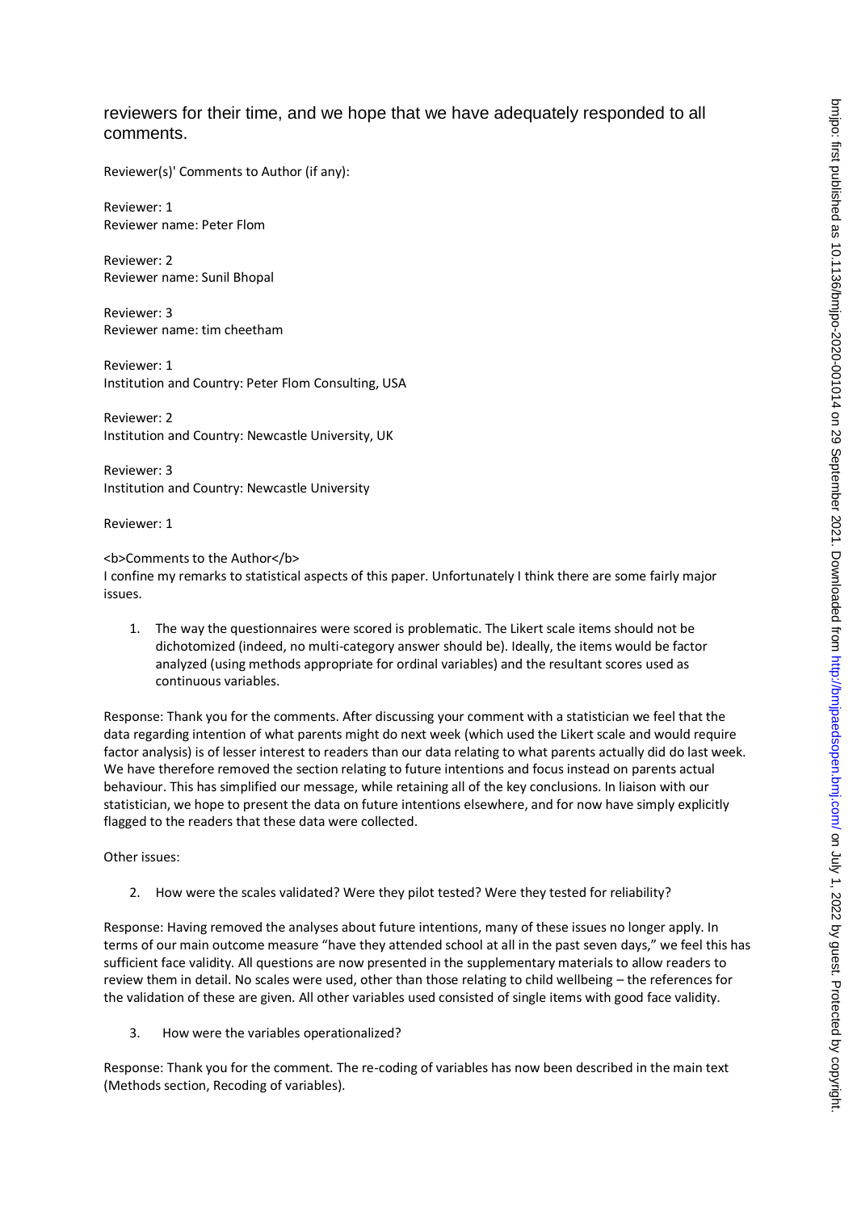reviewers for their time, and we hope that we have adequately responded to all comments.

Reviewer(s)' Comments to Author (if any):

Reviewer: 1
Reviewer name: Peter Flom

Reviewer: 2
Reviewer name: Sunil Bhopal

Reviewer: 3
Reviewer name: tim cheetham

Reviewer: 1
Institution and Country: Peter Flom Consulting, USA

Reviewer: 2
Institution and Country: Newcastle University, UK

Reviewer: 3
Institution and Country: Newcastle University

Reviewer: 1

<b>Comments to the Author</b>
I confine my remarks to statistical aspects of this paper. Unfortunately I think there are some fairly major issues.

1. The way the questionnaires were scored is problematic. The Likert scale items should not be dichotomized (indeed, no multi-category answer should be). Ideally, the items would be factor analyzed (using methods appropriate for ordinal variables) and the resultant scores used as continuous variables.

Response: Thank you for the comments. After discussing your comment with a statistician we feel that the data regarding intention of what parents might do next week (which used the Likert scale and would require factor analysis) is of lesser interest to readers than our data relating to what parents actually did do last week. We have therefore removed the section relating to future intentions and focus instead on parents actual behaviour. This has simplified our message, while retaining all of the key conclusions. In liaison with our statistician, we hope to present the data on future intentions elsewhere, and for now have simply explicitly flagged to the readers that these data were collected.

Other issues:

2. How were the scales validated? Were they pilot tested? Were they tested for reliability?

Response: Having removed the analyses about future intentions, many of these issues no longer apply. In terms of our main outcome measure "have they attended school at all in the past seven days," we feel this has sufficient face validity. All questions are now presented in the supplementary materials to allow readers to review them in detail. No scales were used, other than those relating to child wellbeing – the references for the validation of these are given. All other variables used consisted of single items with good face validity.

3. How were the variables operationalized?

Response: Thank you for the comment. The re-coding of variables has now been described in the main text (Methods section, Recoding of variables).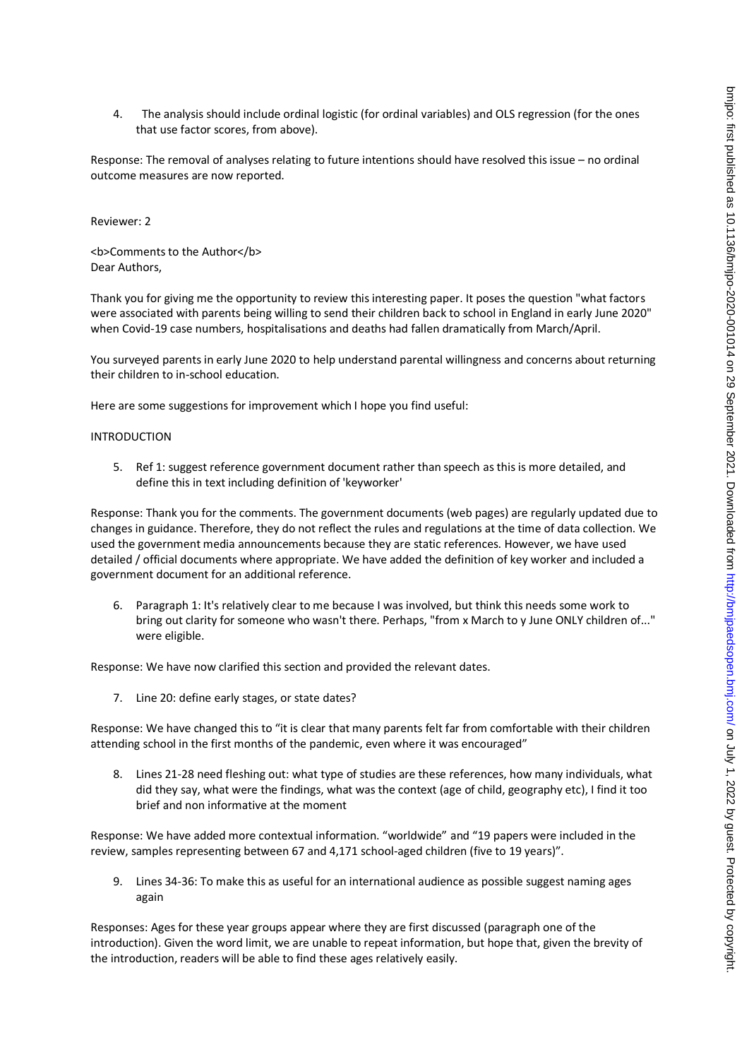4. The analysis should include ordinal logistic (for ordinal variables) and OLS regression (for the ones that use factor scores, from above).

Response: The removal of analyses relating to future intentions should have resolved this issue – no ordinal outcome measures are now reported.

Reviewer: 2

<b>Comments to the Author</b>
Dear Authors,

Thank you for giving me the opportunity to review this interesting paper. It poses the question "what factors were associated with parents being willing to send their children back to school in England in early June 2020" when Covid-19 case numbers, hospitalisations and deaths had fallen dramatically from March/April.

You surveyed parents in early June 2020 to help understand parental willingness and concerns about returning their children to in-school education.

Here are some suggestions for improvement which I hope you find useful:

INTRODUCTION

5. Ref 1: suggest reference government document rather than speech as this is more detailed, and define this in text including definition of 'keyworker'

Response: Thank you for the comments. The government documents (web pages) are regularly updated due to changes in guidance. Therefore, they do not reflect the rules and regulations at the time of data collection. We used the government media announcements because they are static references. However, we have used detailed / official documents where appropriate. We have added the definition of key worker and included a government document for an additional reference.

6. Paragraph 1: It's relatively clear to me because I was involved, but think this needs some work to bring out clarity for someone who wasn't there. Perhaps, "from x March to y June ONLY children of..." were eligible.

Response: We have now clarified this section and provided the relevant dates.

7. Line 20: define early stages, or state dates?

Response: We have changed this to "it is clear that many parents felt far from comfortable with their children attending school in the first months of the pandemic, even where it was encouraged"

8. Lines 21-28 need fleshing out: what type of studies are these references, how many individuals, what did they say, what were the findings, what was the context (age of child, geography etc), I find it too brief and non informative at the moment

Response: We have added more contextual information. "worldwide" and "19 papers were included in the review, samples representing between 67 and 4,171 school-aged children (five to 19 years)".

9. Lines 34-36: To make this as useful for an international audience as possible suggest naming ages again

Responses: Ages for these year groups appear where they are first discussed (paragraph one of the introduction). Given the word limit, we are unable to repeat information, but hope that, given the brevity of the introduction, readers will be able to find these ages relatively easily.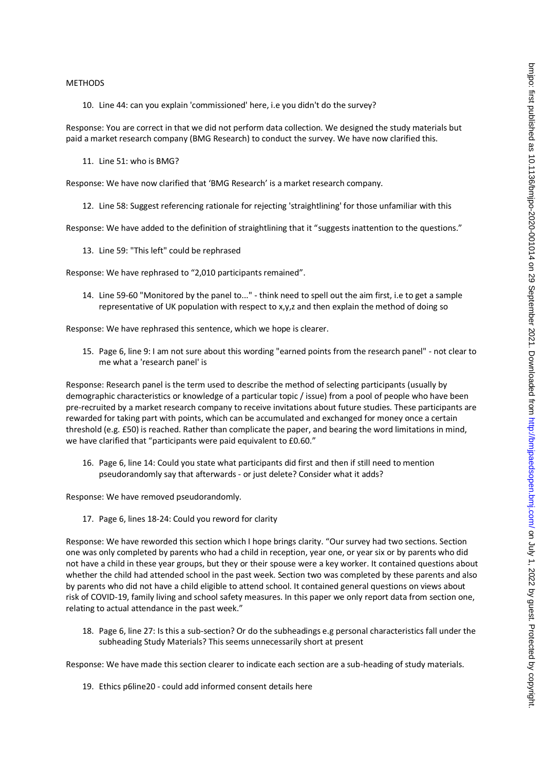METHODS

10. Line 44: can you explain 'commissioned' here, i.e you didn't do the survey?

Response: You are correct in that we did not perform data collection. We designed the study materials but paid a market research company (BMG Research) to conduct the survey. We have now clarified this.

11. Line 51: who is BMG?

Response: We have now clarified that 'BMG Research' is a market research company.

12. Line 58: Suggest referencing rationale for rejecting 'straightlining' for those unfamiliar with this

Response: We have added to the definition of straightlining that it "suggests inattention to the questions."

13. Line 59: "This left" could be rephrased

Response: We have rephrased to "2,010 participants remained".

14. Line 59-60 "Monitored by the panel to..." - think need to spell out the aim first, i.e to get a sample representative of UK population with respect to x,y,z and then explain the method of doing so

Response: We have rephrased this sentence, which we hope is clearer.

15. Page 6, line 9: I am not sure about this wording "earned points from the research panel" - not clear to me what a 'research panel' is

Response: Research panel is the term used to describe the method of selecting participants (usually by demographic characteristics or knowledge of a particular topic / issue) from a pool of people who have been pre-recruited by a market research company to receive invitations about future studies. These participants are rewarded for taking part with points, which can be accumulated and exchanged for money once a certain threshold (e.g. £50) is reached. Rather than complicate the paper, and bearing the word limitations in mind, we have clarified that "participants were paid equivalent to £0.60."

16. Page 6, line 14: Could you state what participants did first and then if still need to mention pseudorandomly say that afterwards - or just delete? Consider what it adds?

Response: We have removed pseudorandomly.

17. Page 6, lines 18-24: Could you reword for clarity

Response: We have reworded this section which I hope brings clarity. "Our survey had two sections. Section one was only completed by parents who had a child in reception, year one, or year six or by parents who did not have a child in these year groups, but they or their spouse were a key worker. It contained questions about whether the child had attended school in the past week. Section two was completed by these parents and also by parents who did not have a child eligible to attend school. It contained general questions on views about risk of COVID-19, family living and school safety measures. In this paper we only report data from section one, relating to actual attendance in the past week."

18. Page 6, line 27: Is this a sub-section? Or do the subheadings e.g personal characteristics fall under the subheading Study Materials? This seems unnecessarily short at present

Response: We have made this section clearer to indicate each section are a sub-heading of study materials.

19. Ethics p6line20 - could add informed consent details here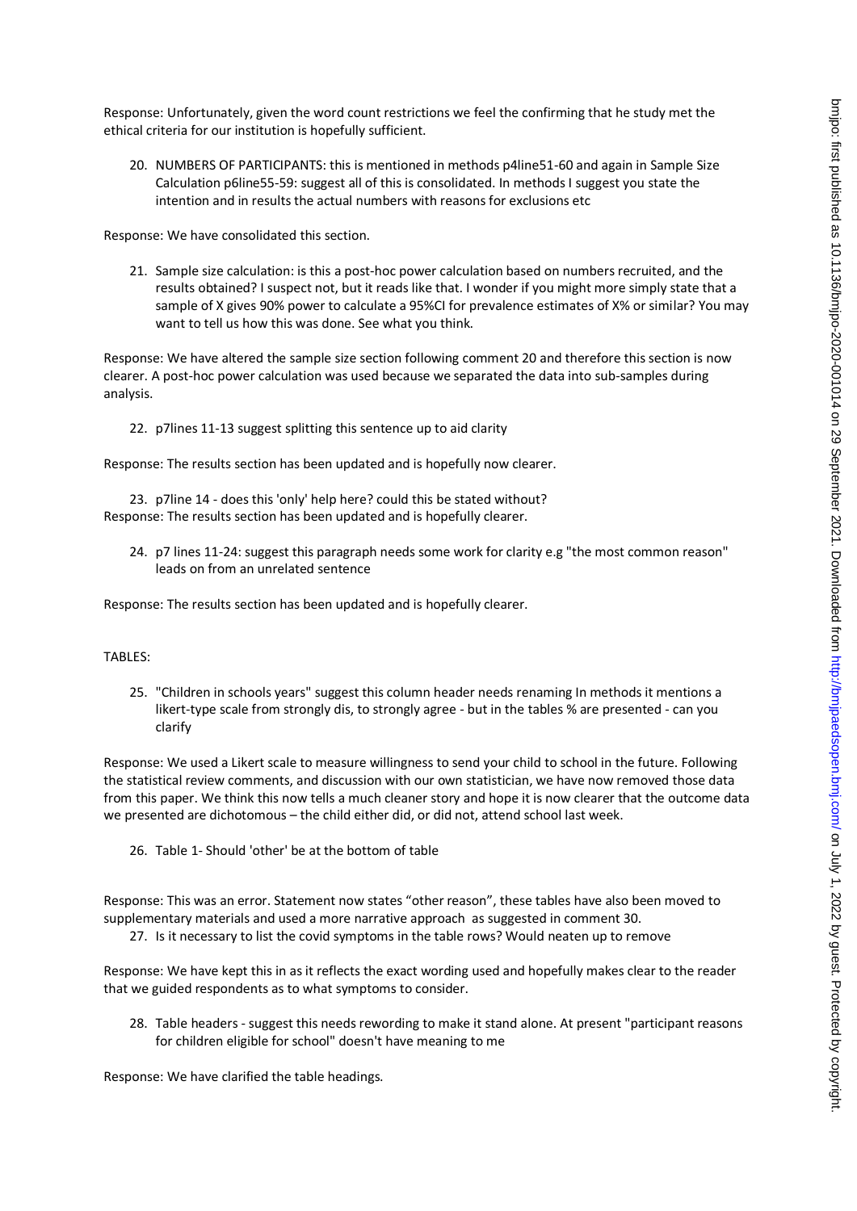Response: Unfortunately, given the word count restrictions we feel the confirming that he study met the ethical criteria for our institution is hopefully sufficient.

20. NUMBERS OF PARTICIPANTS: this is mentioned in methods p4line51-60 and again in Sample Size Calculation p6line55-59: suggest all of this is consolidated. In methods I suggest you state the intention and in results the actual numbers with reasons for exclusions etc

Response: We have consolidated this section.

21. Sample size calculation: is this a post-hoc power calculation based on numbers recruited, and the results obtained? I suspect not, but it reads like that. I wonder if you might more simply state that a sample of X gives 90% power to calculate a 95%CI for prevalence estimates of X% or similar? You may want to tell us how this was done. See what you think.

Response: We have altered the sample size section following comment 20 and therefore this section is now clearer. A post-hoc power calculation was used because we separated the data into sub-samples during analysis.

22. p7lines 11-13 suggest splitting this sentence up to aid clarity

Response: The results section has been updated and is hopefully now clearer.

23. p7line 14 - does this 'only' help here? could this be stated without?

Response: The results section has been updated and is hopefully clearer.

24. p7 lines 11-24: suggest this paragraph needs some work for clarity e.g "the most common reason" leads on from an unrelated sentence

Response: The results section has been updated and is hopefully clearer.

TABLES:

25. "Children in schools years" suggest this column header needs renaming In methods it mentions a likert-type scale from strongly dis, to strongly agree - but in the tables % are presented - can you clarify

Response: We used a Likert scale to measure willingness to send your child to school in the future. Following the statistical review comments, and discussion with our own statistician, we have now removed those data from this paper. We think this now tells a much cleaner story and hope it is now clearer that the outcome data we presented are dichotomous – the child either did, or did not, attend school last week.

26. Table 1- Should 'other' be at the bottom of table

Response: This was an error. Statement now states "other reason", these tables have also been moved to supplementary materials and used a more narrative approach as suggested in comment 30.

27. Is it necessary to list the covid symptoms in the table rows? Would neaten up to remove

Response: We have kept this in as it reflects the exact wording used and hopefully makes clear to the reader that we guided respondents as to what symptoms to consider.

28. Table headers - suggest this needs rewording to make it stand alone. At present "participant reasons for children eligible for school" doesn't have meaning to me

Response: We have clarified the table headings.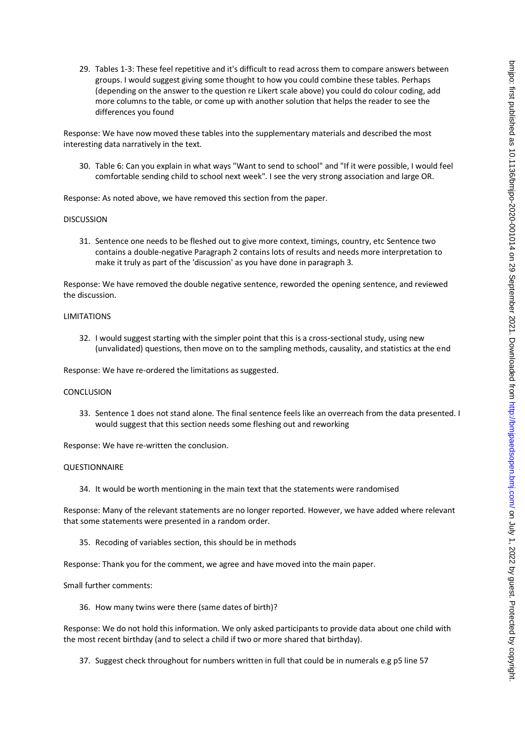29. Tables 1-3: These feel repetitive and it's difficult to read across them to compare answers between groups. I would suggest giving some thought to how you could combine these tables. Perhaps (depending on the answer to the question re Likert scale above) you could do colour coding, add more columns to the table, or come up with another solution that helps the reader to see the differences you found

Response: We have now moved these tables into the supplementary materials and described the most interesting data narratively in the text.

30. Table 6: Can you explain in what ways "Want to send to school" and "If it were possible, I would feel comfortable sending child to school next week". I see the very strong association and large OR.

Response: As noted above, we have removed this section from the paper.

DISCUSSION

31. Sentence one needs to be fleshed out to give more context, timings, country, etc Sentence two contains a double-negative Paragraph 2 contains lots of results and needs more interpretation to make it truly as part of the 'discussion' as you have done in paragraph 3.

Response: We have removed the double negative sentence, reworded the opening sentence, and reviewed the discussion.

LIMITATIONS

32. I would suggest starting with the simpler point that this is a cross-sectional study, using new (unvalidated) questions, then move on to the sampling methods, causality, and statistics at the end

Response: We have re-ordered the limitations as suggested.

CONCLUSION

33. Sentence 1 does not stand alone. The final sentence feels like an overreach from the data presented. I would suggest that this section needs some fleshing out and reworking

Response: We have re-written the conclusion.

QUESTIONNAIRE

34. It would be worth mentioning in the main text that the statements were randomised

Response: Many of the relevant statements are no longer reported. However, we have added where relevant that some statements were presented in a random order.

35. Recoding of variables section, this should be in methods

Response: Thank you for the comment, we agree and have moved into the main paper.

Small further comments:

36. How many twins were there (same dates of birth)?

Response: We do not hold this information. We only asked participants to provide data about one child with the most recent birthday (and to select a child if two or more shared that birthday).

37. Suggest check throughout for numbers written in full that could be in numerals e.g p5 line 57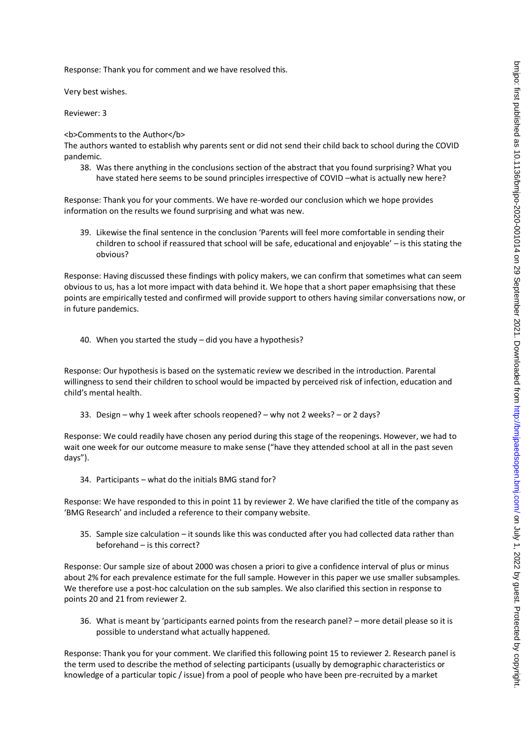Response: Thank you for comment and we have resolved this.

Very best wishes.

Reviewer: 3

<b>Comments to the Author</b>
The authors wanted to establish why parents sent or did not send their child back to school during the COVID pandemic.

38. Was there anything in the conclusions section of the abstract that you found surprising? What you have stated here seems to be sound principles irrespective of COVID –what is actually new here?

Response: Thank you for your comments. We have re-worded our conclusion which we hope provides information on the results we found surprising and what was new.

39. Likewise the final sentence in the conclusion 'Parents will feel more comfortable in sending their children to school if reassured that school will be safe, educational and enjoyable' – is this stating the obvious?

Response: Having discussed these findings with policy makers, we can confirm that sometimes what can seem obvious to us, has a lot more impact with data behind it. We hope that a short paper emaphsising that these points are empirically tested and confirmed will provide support to others having similar conversations now, or in future pandemics.

40. When you started the study – did you have a hypothesis?

Response: Our hypothesis is based on the systematic review we described in the introduction. Parental willingness to send their children to school would be impacted by perceived risk of infection, education and child's mental health.

33. Design – why 1 week after schools reopened? – why not 2 weeks? – or 2 days?

Response: We could readily have chosen any period during this stage of the reopenings. However, we had to wait one week for our outcome measure to make sense ("have they attended school at all in the past seven days").

34. Participants – what do the initials BMG stand for?

Response: We have responded to this in point 11 by reviewer 2. We have clarified the title of the company as 'BMG Research' and included a reference to their company website.

35. Sample size calculation – it sounds like this was conducted after you had collected data rather than beforehand – is this correct?

Response: Our sample size of about 2000 was chosen a priori to give a confidence interval of plus or minus about 2% for each prevalence estimate for the full sample. However in this paper we use smaller subsamples. We therefore use a post-hoc calculation on the sub samples. We also clarified this section in response to points 20 and 21 from reviewer 2.

36. What is meant by 'participants earned points from the research panel? – more detail please so it is possible to understand what actually happened.

Response: Thank you for your comment. We clarified this following point 15 to reviewer 2. Research panel is the term used to describe the method of selecting participants (usually by demographic characteristics or knowledge of a particular topic / issue) from a pool of people who have been pre-recruited by a market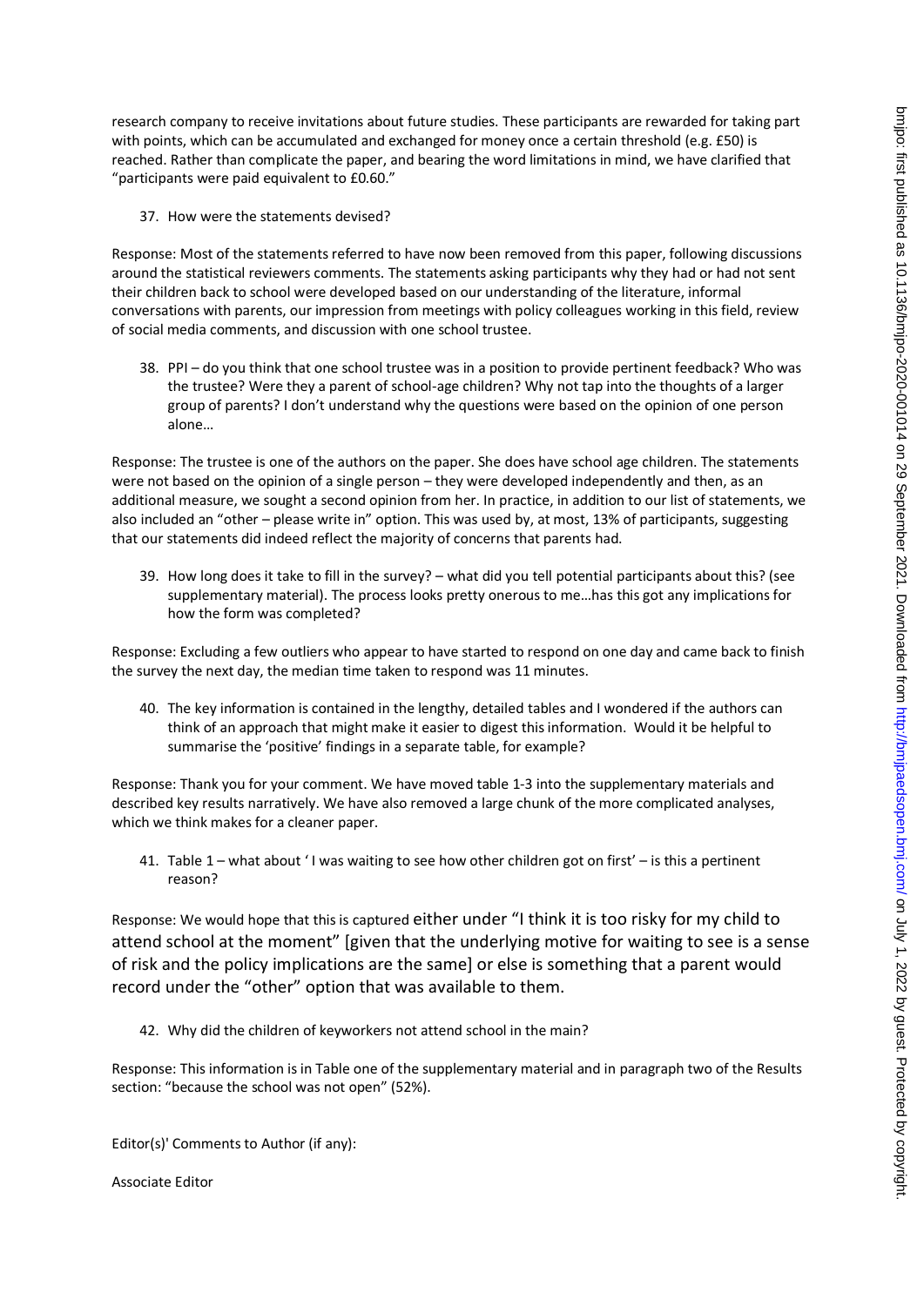research company to receive invitations about future studies. These participants are rewarded for taking part with points, which can be accumulated and exchanged for money once a certain threshold (e.g. £50) is reached. Rather than complicate the paper, and bearing the word limitations in mind, we have clarified that "participants were paid equivalent to £0.60."

37. How were the statements devised?

Response: Most of the statements referred to have now been removed from this paper, following discussions around the statistical reviewers comments. The statements asking participants why they had or had not sent their children back to school were developed based on our understanding of the literature, informal conversations with parents, our impression from meetings with policy colleagues working in this field, review of social media comments, and discussion with one school trustee.

38. PPI – do you think that one school trustee was in a position to provide pertinent feedback? Who was the trustee? Were they a parent of school-age children? Why not tap into the thoughts of a larger group of parents? I don't understand why the questions were based on the opinion of one person alone…

Response: The trustee is one of the authors on the paper. She does have school age children. The statements were not based on the opinion of a single person – they were developed independently and then, as an additional measure, we sought a second opinion from her. In practice, in addition to our list of statements, we also included an "other – please write in" option. This was used by, at most, 13% of participants, suggesting that our statements did indeed reflect the majority of concerns that parents had.

39. How long does it take to fill in the survey? – what did you tell potential participants about this? (see supplementary material). The process looks pretty onerous to me…has this got any implications for how the form was completed?

Response: Excluding a few outliers who appear to have started to respond on one day and came back to finish the survey the next day, the median time taken to respond was 11 minutes.

40. The key information is contained in the lengthy, detailed tables and I wondered if the authors can think of an approach that might make it easier to digest this information. Would it be helpful to summarise the 'positive' findings in a separate table, for example?

Response: Thank you for your comment. We have moved table 1-3 into the supplementary materials and described key results narratively. We have also removed a large chunk of the more complicated analyses, which we think makes for a cleaner paper.

41. Table 1 – what about ' I was waiting to see how other children got on first' – is this a pertinent reason?

Response: We would hope that this is captured either under "I think it is too risky for my child to attend school at the moment" [given that the underlying motive for waiting to see is a sense of risk and the policy implications are the same] or else is something that a parent would record under the "other" option that was available to them.

42. Why did the children of keyworkers not attend school in the main?

Response: This information is in Table one of the supplementary material and in paragraph two of the Results section: "because the school was not open" (52%).

Editor(s)' Comments to Author (if any):

Associate Editor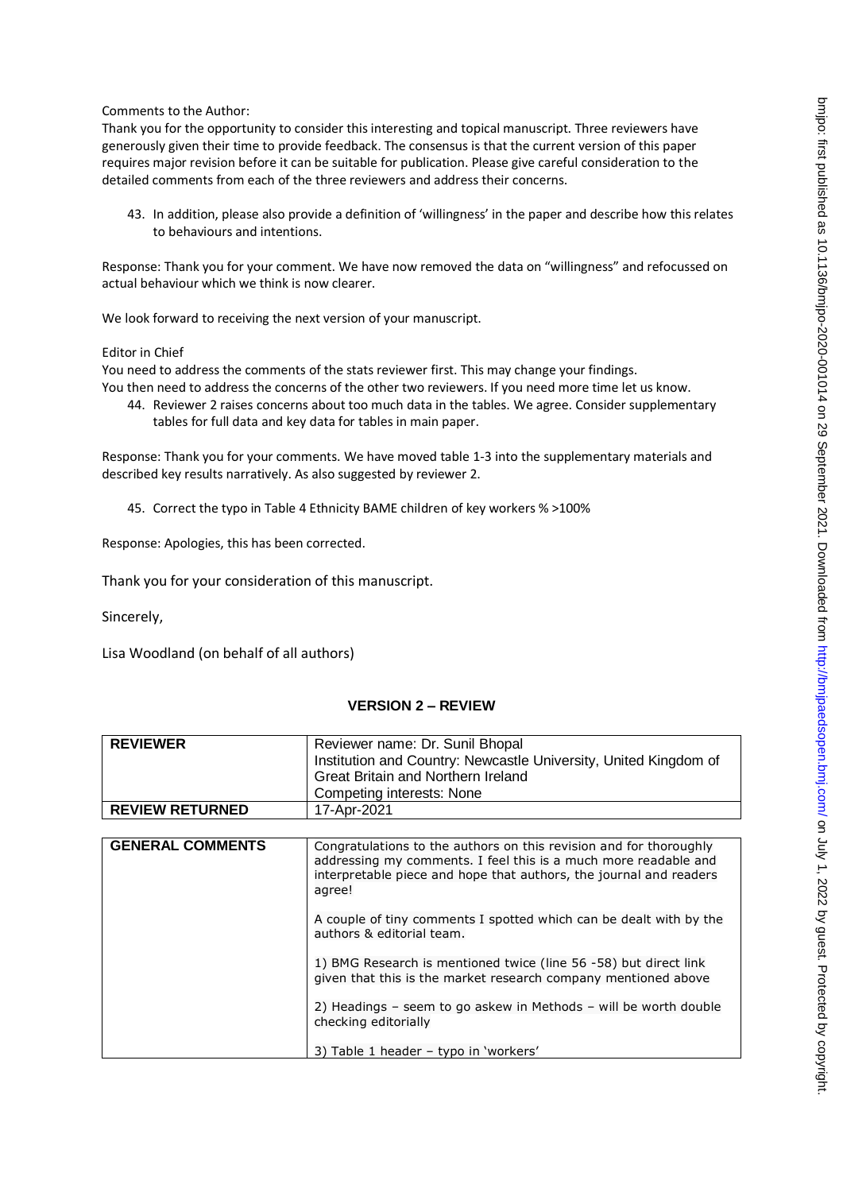Comments to the Author:
Thank you for the opportunity to consider this interesting and topical manuscript. Three reviewers have generously given their time to provide feedback. The consensus is that the current version of this paper requires major revision before it can be suitable for publication. Please give careful consideration to the detailed comments from each of the three reviewers and address their concerns.

43. In addition, please also provide a definition of 'willingness' in the paper and describe how this relates to behaviours and intentions.

Response: Thank you for your comment. We have now removed the data on "willingness" and refocussed on actual behaviour which we think is now clearer.

We look forward to receiving the next version of your manuscript.

Editor in Chief
You need to address the comments of the stats reviewer first. This may change your findings.
You then need to address the concerns of the other two reviewers. If you need more time let us know.

44. Reviewer 2 raises concerns about too much data in the tables. We agree. Consider supplementary tables for full data and key data for tables in main paper.

Response: Thank you for your comments. We have moved table 1-3 into the supplementary materials and described key results narratively. As also suggested by reviewer 2.

45. Correct the typo in Table 4 Ethnicity BAME children of key workers % >100%

Response: Apologies, this has been corrected.

Thank you for your consideration of this manuscript.

Sincerely,

Lisa Woodland (on behalf of all authors)

## VERSION 2 – REVIEW

| **REVIEWER** | Reviewer name: Dr. Sunil Bhopal<br>Institution and Country: Newcastle University, United Kingdom of Great Britain and Northern Ireland<br>Competing interests: None |
|---|---|
| **REVIEW RETURNED** | 17-Apr-2021 |

| **GENERAL COMMENTS** | Congratulations to the authors on this revision and for thoroughly addressing my comments. I feel this is a much more readable and interpretable piece and hope that authors, the journal and readers agree!<br><br>A couple of tiny comments I spotted which can be dealt with by the authors & editorial team.<br><br>1) BMG Research is mentioned twice (line 56 -58) but direct link given that this is the market research company mentioned above<br><br>2) Headings – seem to go askew in Methods – will be worth double checking editorially<br><br>3) Table 1 header – typo in 'workers' |
|---|---|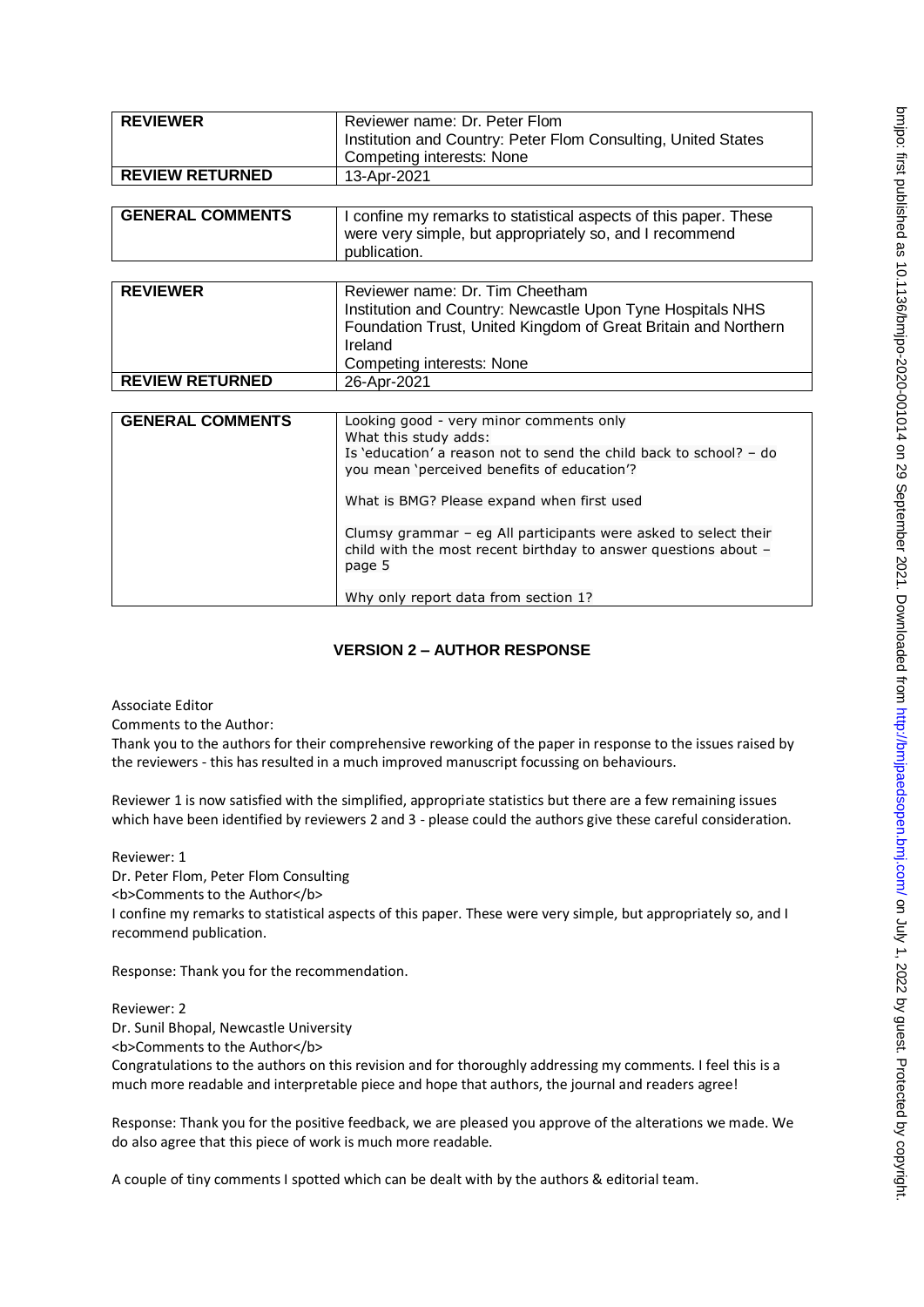| REVIEWER | Reviewer name: Dr. Peter Flom<br>Institution and Country: Peter Flom Consulting, United States<br>Competing interests: None |
| --- | --- |
| REVIEW RETURNED | 13-Apr-2021 |

| GENERAL COMMENTS | I confine my remarks to statistical aspects of this paper. These were very simple, but appropriately so, and I recommend publication. |
| --- | --- |

| REVIEWER | Reviewer name: Dr. Tim Cheetham<br>Institution and Country: Newcastle Upon Tyne Hospitals NHS Foundation Trust, United Kingdom of Great Britain and Northern Ireland<br>Competing interests: None |
| --- | --- |
| REVIEW RETURNED | 26-Apr-2021 |

| GENERAL COMMENTS | Looking good - very minor comments only<br>What this study adds:<br>Is 'education' a reason not to send the child back to school? – do you mean 'perceived benefits of education'?<br><br>What is BMG? Please expand when first used<br><br>Clumsy grammar – eg All participants were asked to select their child with the most recent birthday to answer questions about – page 5<br><br>Why only report data from section 1? |
| --- | --- |

## VERSION 2 – AUTHOR RESPONSE

Associate Editor

Comments to the Author:

Thank you to the authors for their comprehensive reworking of the paper in response to the issues raised by the reviewers - this has resulted in a much improved manuscript focussing on behaviours.

Reviewer 1 is now satisfied with the simplified, appropriate statistics but there are a few remaining issues which have been identified by reviewers 2 and 3 - please could the authors give these careful consideration.

Reviewer: 1

Dr. Peter Flom, Peter Flom Consulting

<b>Comments to the Author</b>

I confine my remarks to statistical aspects of this paper. These were very simple, but appropriately so, and I recommend publication.

Response: Thank you for the recommendation.

Reviewer: 2

Dr. Sunil Bhopal, Newcastle University

<b>Comments to the Author</b>

Congratulations to the authors on this revision and for thoroughly addressing my comments. I feel this is a much more readable and interpretable piece and hope that authors, the journal and readers agree!

Response: Thank you for the positive feedback, we are pleased you approve of the alterations we made. We do also agree that this piece of work is much more readable.

A couple of tiny comments I spotted which can be dealt with by the authors & editorial team.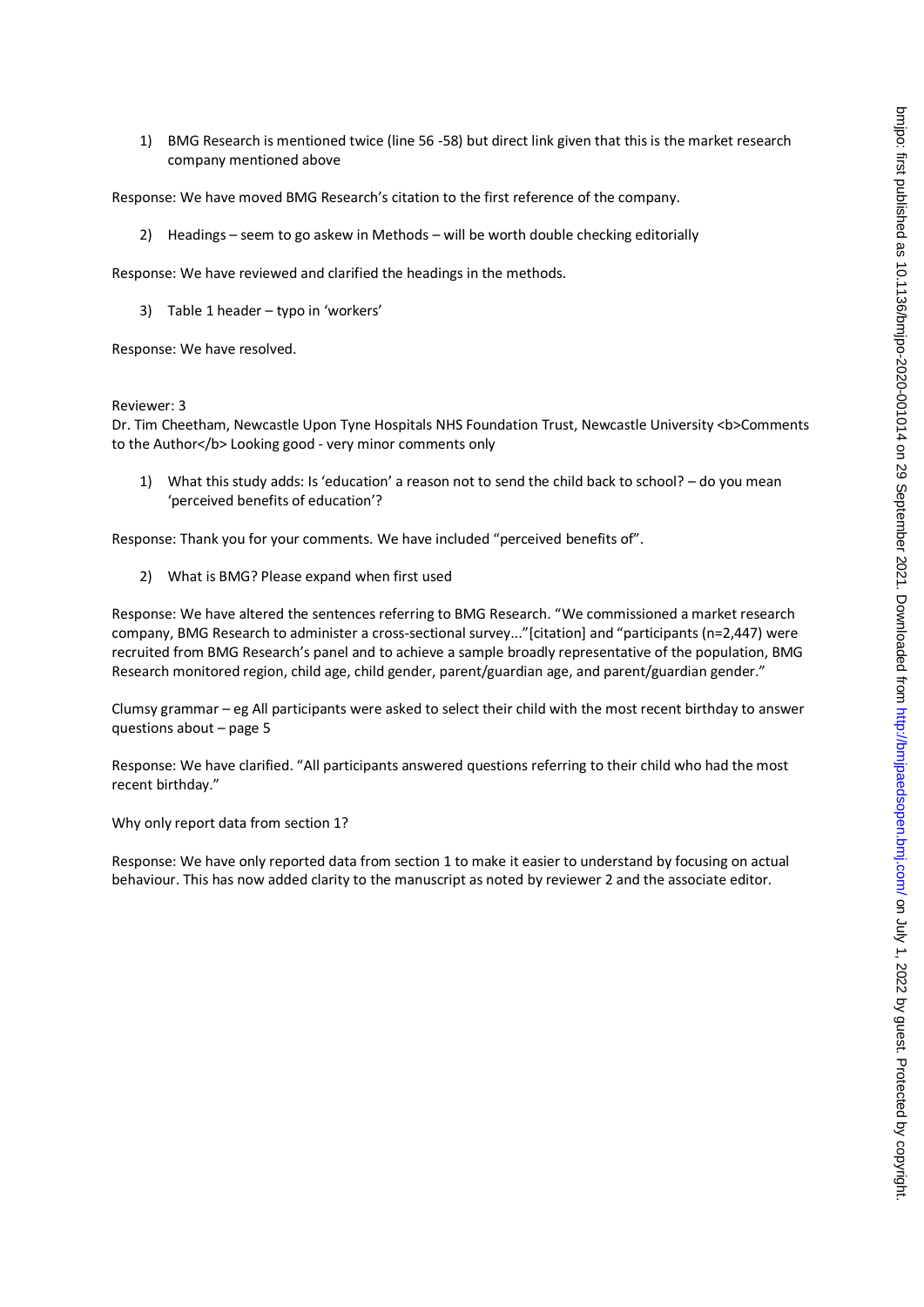1) BMG Research is mentioned twice (line 56 -58) but direct link given that this is the market research company mentioned above

Response: We have moved BMG Research's citation to the first reference of the company.

2) Headings – seem to go askew in Methods – will be worth double checking editorially

Response: We have reviewed and clarified the headings in the methods.

3) Table 1 header – typo in 'workers'

Response: We have resolved.

Reviewer: 3

Dr. Tim Cheetham, Newcastle Upon Tyne Hospitals NHS Foundation Trust, Newcastle University <b>Comments to the Author</b> Looking good - very minor comments only

1) What this study adds: Is 'education' a reason not to send the child back to school? – do you mean 'perceived benefits of education'?

Response: Thank you for your comments. We have included "perceived benefits of".

2) What is BMG? Please expand when first used

Response: We have altered the sentences referring to BMG Research. "We commissioned a market research company, BMG Research to administer a cross-sectional survey..."[citation] and "participants (n=2,447) were recruited from BMG Research's panel and to achieve a sample broadly representative of the population, BMG Research monitored region, child age, child gender, parent/guardian age, and parent/guardian gender."

Clumsy grammar – eg All participants were asked to select their child with the most recent birthday to answer questions about – page 5

Response: We have clarified. "All participants answered questions referring to their child who had the most recent birthday."

Why only report data from section 1?

Response: We have only reported data from section 1 to make it easier to understand by focusing on actual behaviour. This has now added clarity to the manuscript as noted by reviewer 2 and the associate editor.